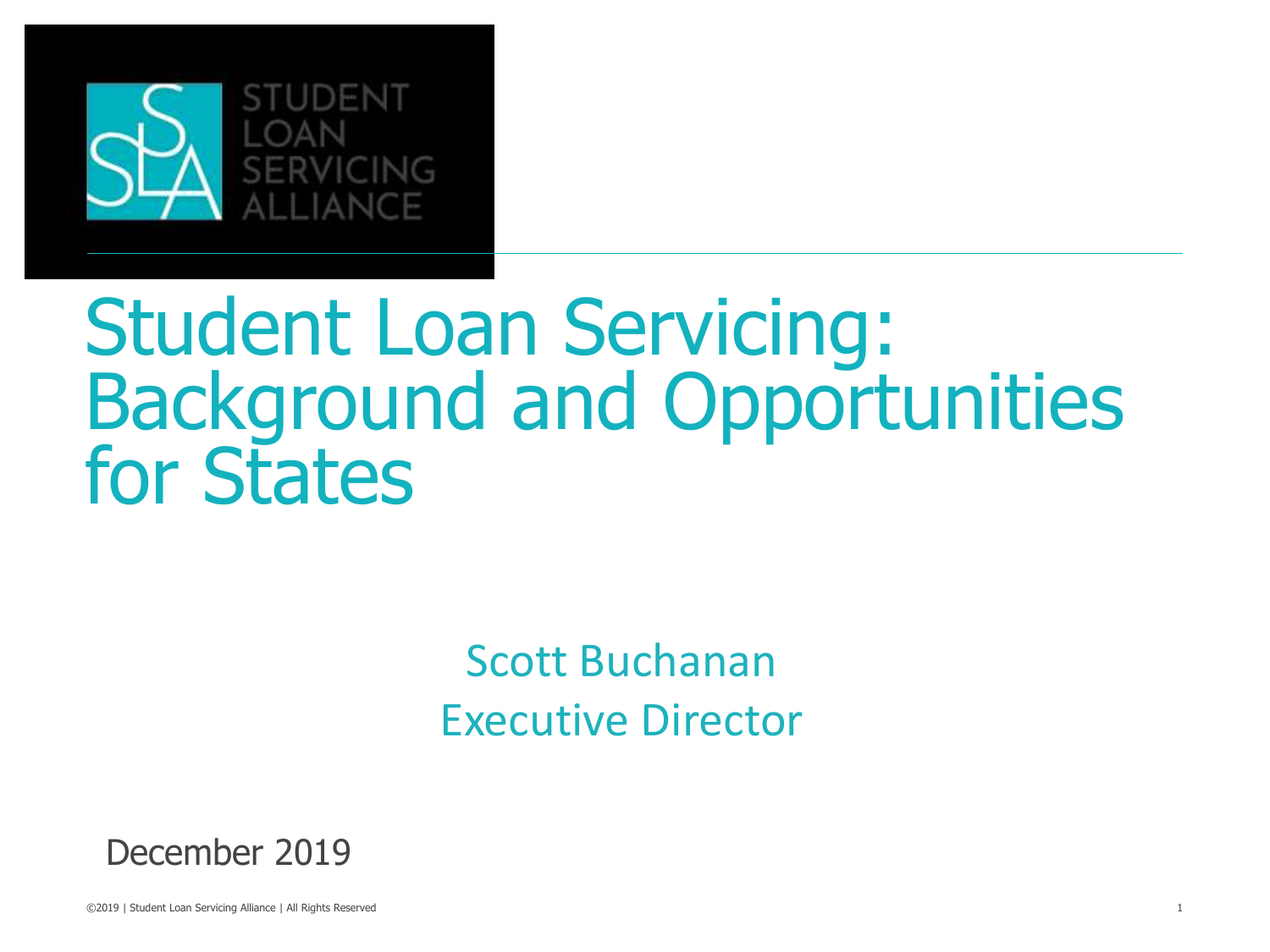STUDENT LOAN SERVICING ALLIANCE

# Student Loan Servicing: Background and Opportunities for States

Scott Buchanan
Executive Director

December 2019

©2019 | Student Loan Servicing Alliance | All Rights Reserved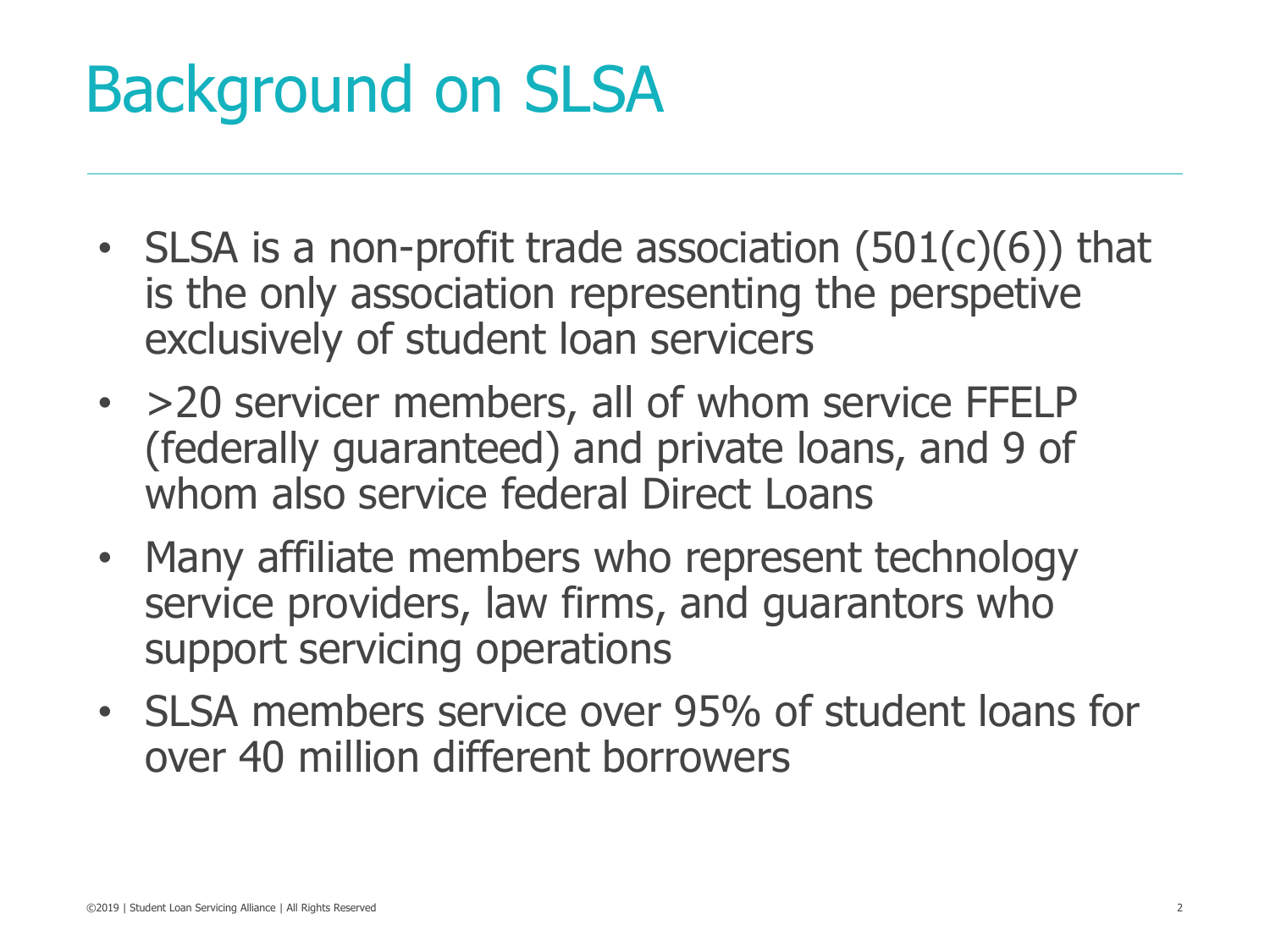# Background on SLSA

- SLSA is a non-profit trade association (501(c)(6)) that is the only association representing the perspetive exclusively of student loan servicers
- >20 servicer members, all of whom service FFELP (federally guaranteed) and private loans, and 9 of whom also service federal Direct Loans
- Many affiliate members who represent technology service providers, law firms, and guarantors who support servicing operations
- SLSA members service over 95% of student loans for over 40 million different borrowers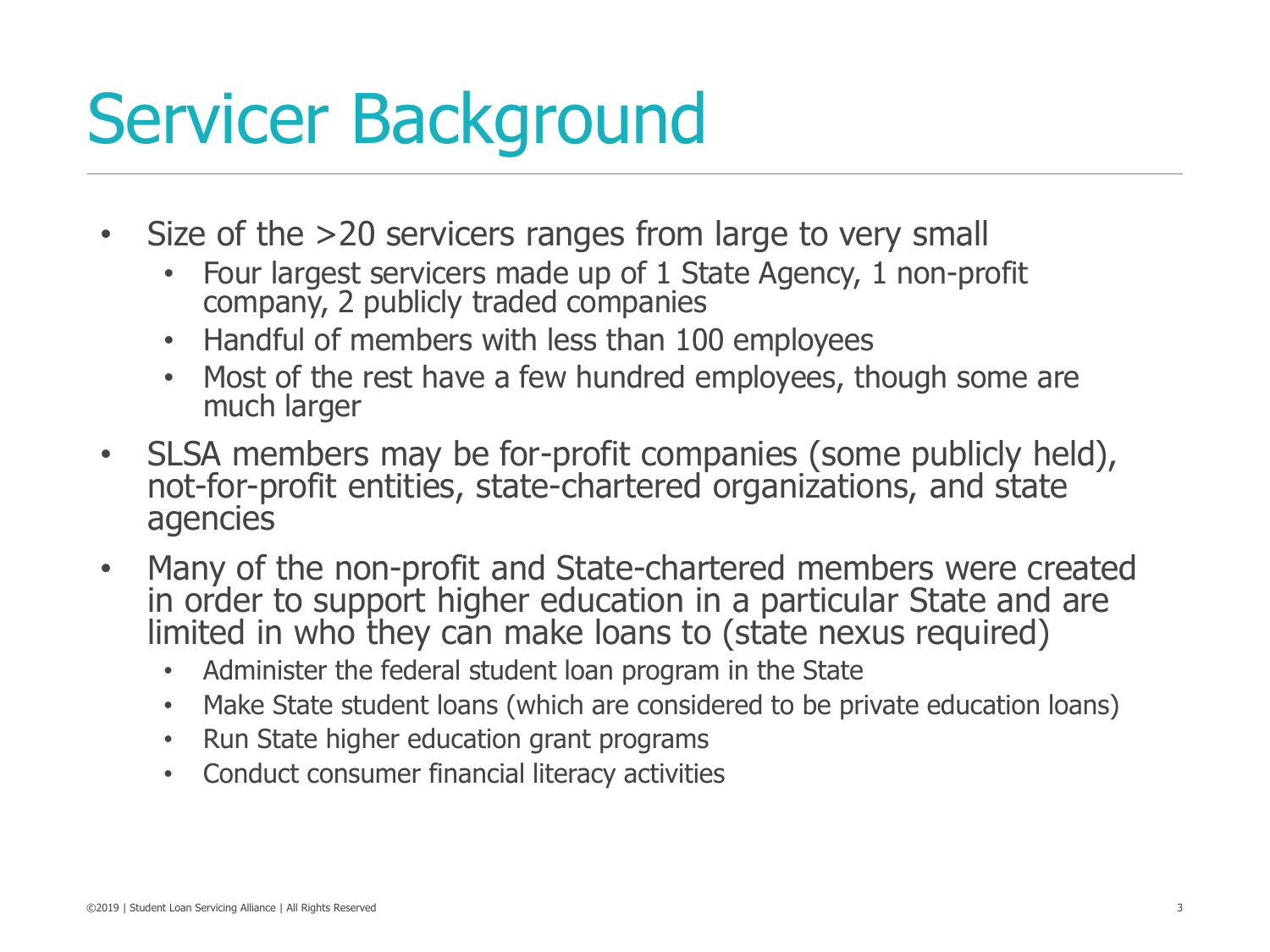# Servicer Background

- Size of the >20 servicers ranges from large to very small
  - Four largest servicers made up of 1 State Agency, 1 non-profit company, 2 publicly traded companies
  - Handful of members with less than 100 employees
  - Most of the rest have a few hundred employees, though some are much larger
- SLSA members may be for-profit companies (some publicly held), not-for-profit entities, state-chartered organizations, and state agencies
- Many of the non-profit and State-chartered members were created in order to support higher education in a particular State and are limited in who they can make loans to (state nexus required)
  - Administer the federal student loan program in the State
  - Make State student loans (which are considered to be private education loans)
  - Run State higher education grant programs
  - Conduct consumer financial literacy activities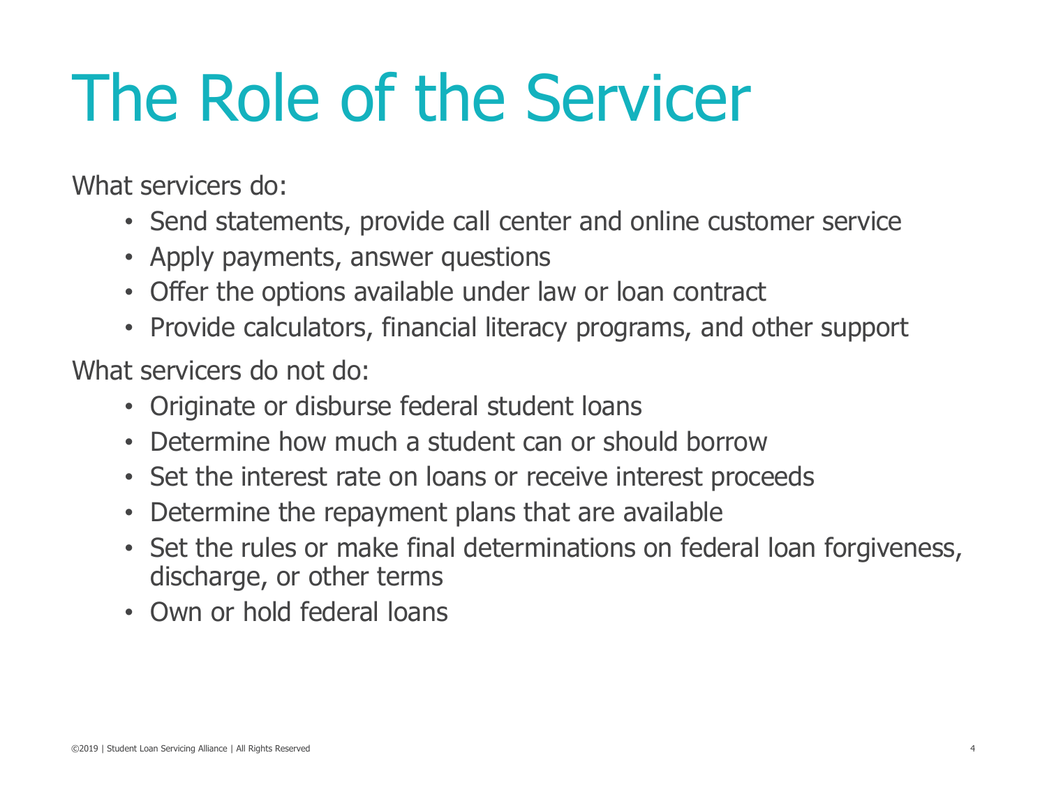# The Role of the Servicer

What servicers do:

- Send statements, provide call center and online customer service
- Apply payments, answer questions
- Offer the options available under law or loan contract
- Provide calculators, financial literacy programs, and other support

What servicers do not do:

- Originate or disburse federal student loans
- Determine how much a student can or should borrow
- Set the interest rate on loans or receive interest proceeds
- Determine the repayment plans that are available
- Set the rules or make final determinations on federal loan forgiveness, discharge, or other terms
- Own or hold federal loans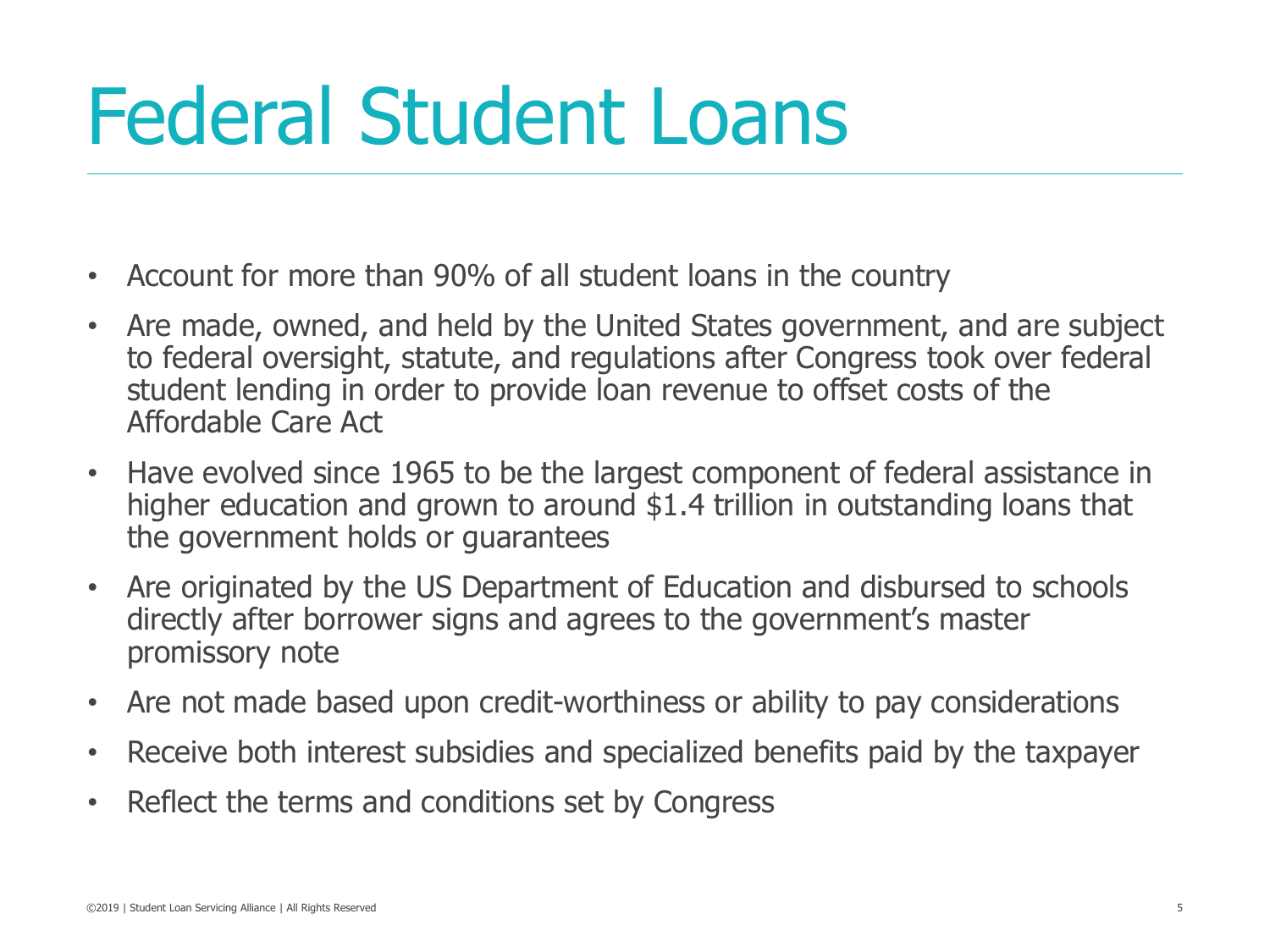# Federal Student Loans

- Account for more than 90% of all student loans in the country
- Are made, owned, and held by the United States government, and are subject to federal oversight, statute, and regulations after Congress took over federal student lending in order to provide loan revenue to offset costs of the Affordable Care Act
- Have evolved since 1965 to be the largest component of federal assistance in higher education and grown to around $1.4 trillion in outstanding loans that the government holds or guarantees
- Are originated by the US Department of Education and disbursed to schools directly after borrower signs and agrees to the government's master promissory note
- Are not made based upon credit-worthiness or ability to pay considerations
- Receive both interest subsidies and specialized benefits paid by the taxpayer
- Reflect the terms and conditions set by Congress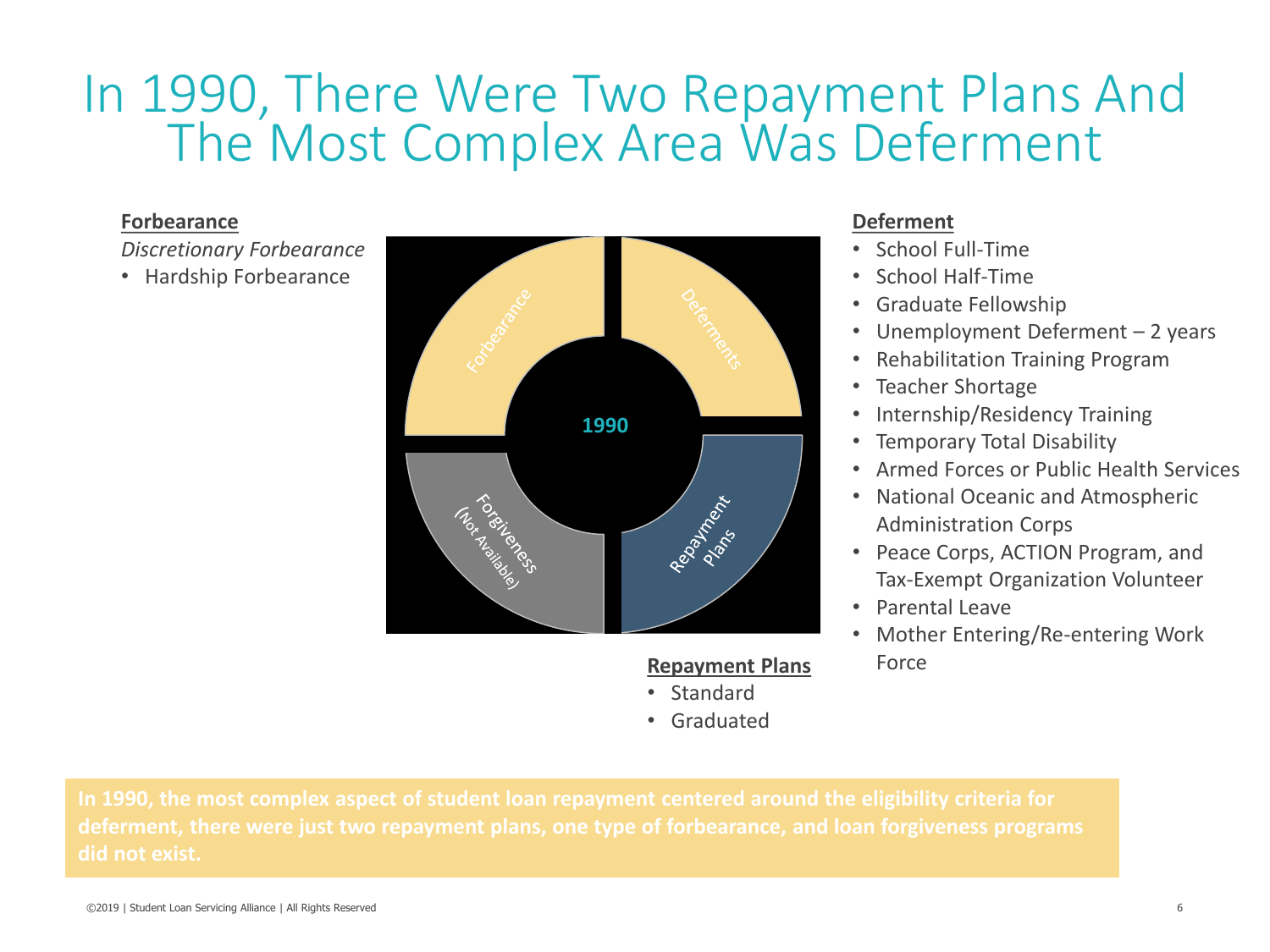# In 1990, There Were Two Repayment Plans And The Most Complex Area Was Deferment

**Forbearance**

*Discretionary Forbearance*

- Hardship Forbearance

Forbearance

Deferments

1990

Forgiveness (Not Available)

Repayment Plans

**Repayment Plans**

- Standard
- Graduated

**Deferment**

- School Full-Time
- School Half-Time
- Graduate Fellowship
- Unemployment Deferment – 2 years
- Rehabilitation Training Program
- Teacher Shortage
- Internship/Residency Training
- Temporary Total Disability
- Armed Forces or Public Health Services
- National Oceanic and Atmospheric Administration Corps
- Peace Corps, ACTION Program, and Tax-Exempt Organization Volunteer
- Parental Leave
- Mother Entering/Re-entering Work Force

**In 1990, the most complex aspect of student loan repayment centered around the eligibility criteria for deferment, there were just two repayment plans, one type of forbearance, and loan forgiveness programs did not exist.**

©2019 | Student Loan Servicing Alliance | All Rights Reserved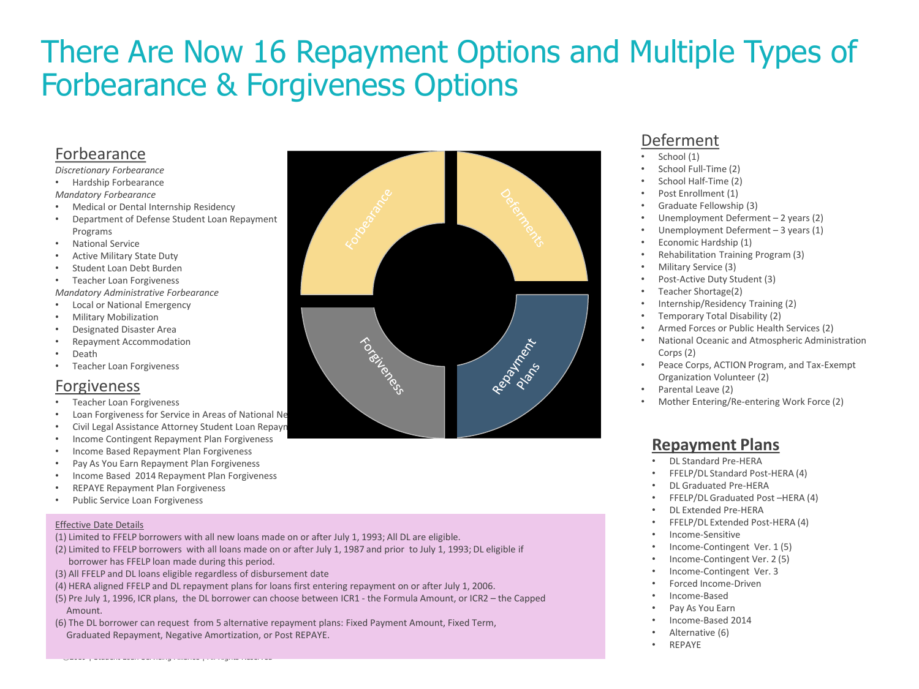# There Are Now 16 Repayment Options and Multiple Types of Forbearance & Forgiveness Options

## Forbearance

*Discretionary Forbearance*

- Hardship Forbearance

*Mandatory Forbearance*

- Medical or Dental Internship Residency
- Department of Defense Student Loan Repayment Programs
- National Service
- Active Military State Duty
- Student Loan Debt Burden
- Teacher Loan Forgiveness

*Mandatory Administrative Forbearance*

- Local or National Emergency
- Military Mobilization
- Designated Disaster Area
- Repayment Accommodation
- Death
- Teacher Loan Forgiveness

## Forgiveness

- Teacher Loan Forgiveness
- Loan Forgiveness for Service in Areas of National Ne
- Civil Legal Assistance Attorney Student Loan Repaym
- Income Contingent Repayment Plan Forgiveness
- Income Based Repayment Plan Forgiveness
- Pay As You Earn Repayment Plan Forgiveness
- Income Based 2014 Repayment Plan Forgiveness
- REPAYE Repayment Plan Forgiveness
- Public Service Loan Forgiveness

Forbearance | Deferments | Forgiveness | Repayment Plans

## Deferment

- School (1)
- School Full-Time (2)
- School Half-Time (2)
- Post Enrollment (1)
- Graduate Fellowship (3)
- Unemployment Deferment – 2 years (2)
- Unemployment Deferment – 3 years (1)
- Economic Hardship (1)
- Rehabilitation Training Program (3)
- Military Service (3)
- Post-Active Duty Student (3)
- Teacher Shortage(2)
- Internship/Residency Training (2)
- Temporary Total Disability (2)
- Armed Forces or Public Health Services (2)
- National Oceanic and Atmospheric Administration Corps (2)
- Peace Corps, ACTION Program, and Tax-Exempt Organization Volunteer (2)
- Parental Leave (2)
- Mother Entering/Re-entering Work Force (2)

## Repayment Plans

- DL Standard Pre-HERA
- FFELP/DL Standard Post-HERA (4)
- DL Graduated Pre-HERA
- FFELP/DL Graduated Post –HERA (4)
- DL Extended Pre-HERA
- FFELP/DL Extended Post-HERA (4)
- Income-Sensitive
- Income-Contingent Ver. 1 (5)
- Income-Contingent Ver. 2 (5)
- Income-Contingent Ver. 3
- Forced Income-Driven
- Income-Based
- Pay As You Earn
- Income-Based 2014
- Alternative (6)
- REPAYE

Effective Date Details

(1) Limited to FFELP borrowers with all new loans made on or after July 1, 1993; All DL are eligible.
(2) Limited to FFELP borrowers with all loans made on or after July 1, 1987 and prior to July 1, 1993; DL eligible if borrower has FFELP loan made during this period.
(3) All FFELP and DL loans eligible regardless of disbursement date
(4) HERA aligned FFELP and DL repayment plans for loans first entering repayment on or after July 1, 2006.
(5) Pre July 1, 1996, ICR plans, the DL borrower can choose between ICR1 - the Formula Amount, or ICR2 – the Capped Amount.
(6) The DL borrower can request from 5 alternative repayment plans: Fixed Payment Amount, Fixed Term, Graduated Repayment, Negative Amortization, or Post REPAYE.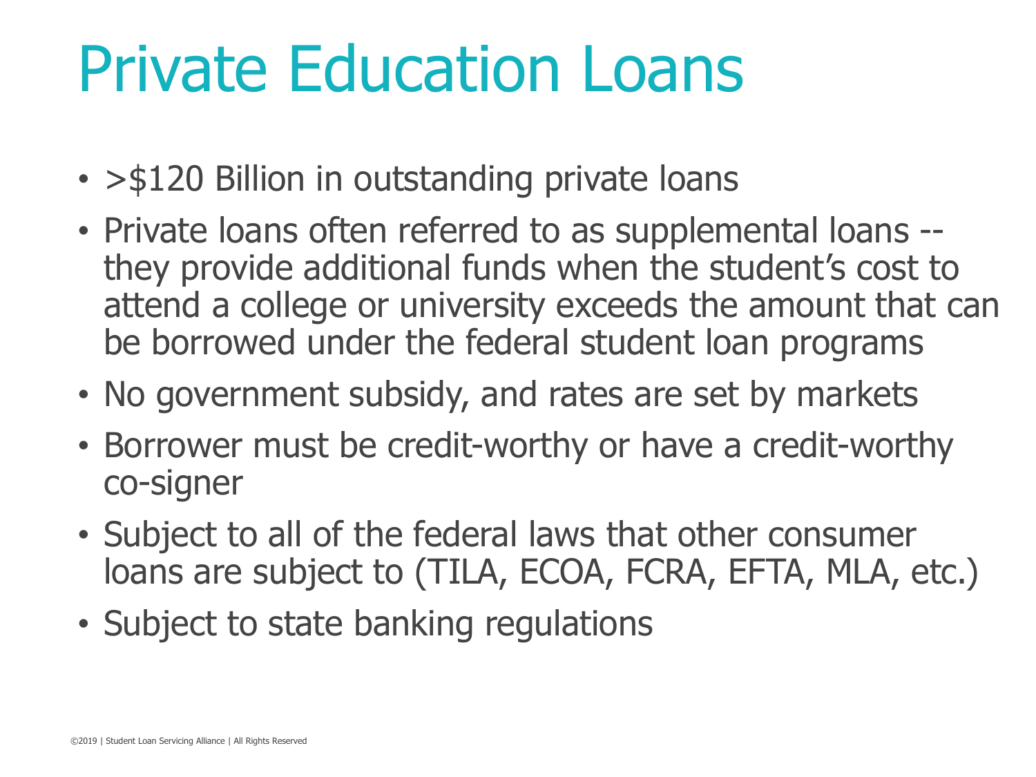# Private Education Loans

- >$120 Billion in outstanding private loans
- Private loans often referred to as supplemental loans -- they provide additional funds when the student's cost to attend a college or university exceeds the amount that can be borrowed under the federal student loan programs
- No government subsidy, and rates are set by markets
- Borrower must be credit-worthy or have a credit-worthy co-signer
- Subject to all of the federal laws that other consumer loans are subject to (TILA, ECOA, FCRA, EFTA, MLA, etc.)
- Subject to state banking regulations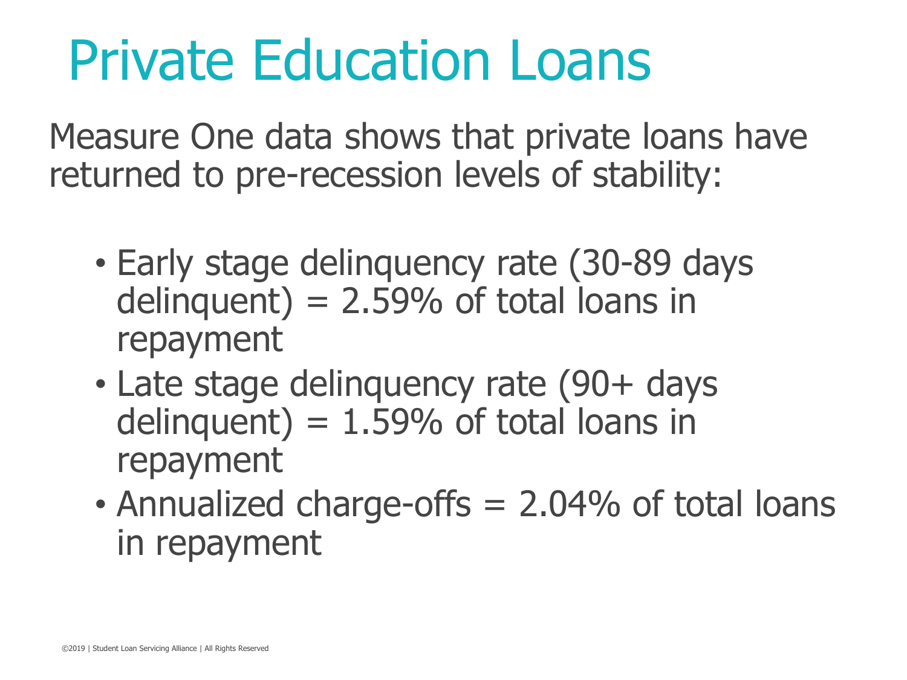# Private Education Loans

Measure One data shows that private loans have returned to pre-recession levels of stability:

- Early stage delinquency rate (30-89 days delinquent) = 2.59% of total loans in repayment
- Late stage delinquency rate (90+ days delinquent) = 1.59% of total loans in repayment
- Annualized charge-offs = 2.04% of total loans in repayment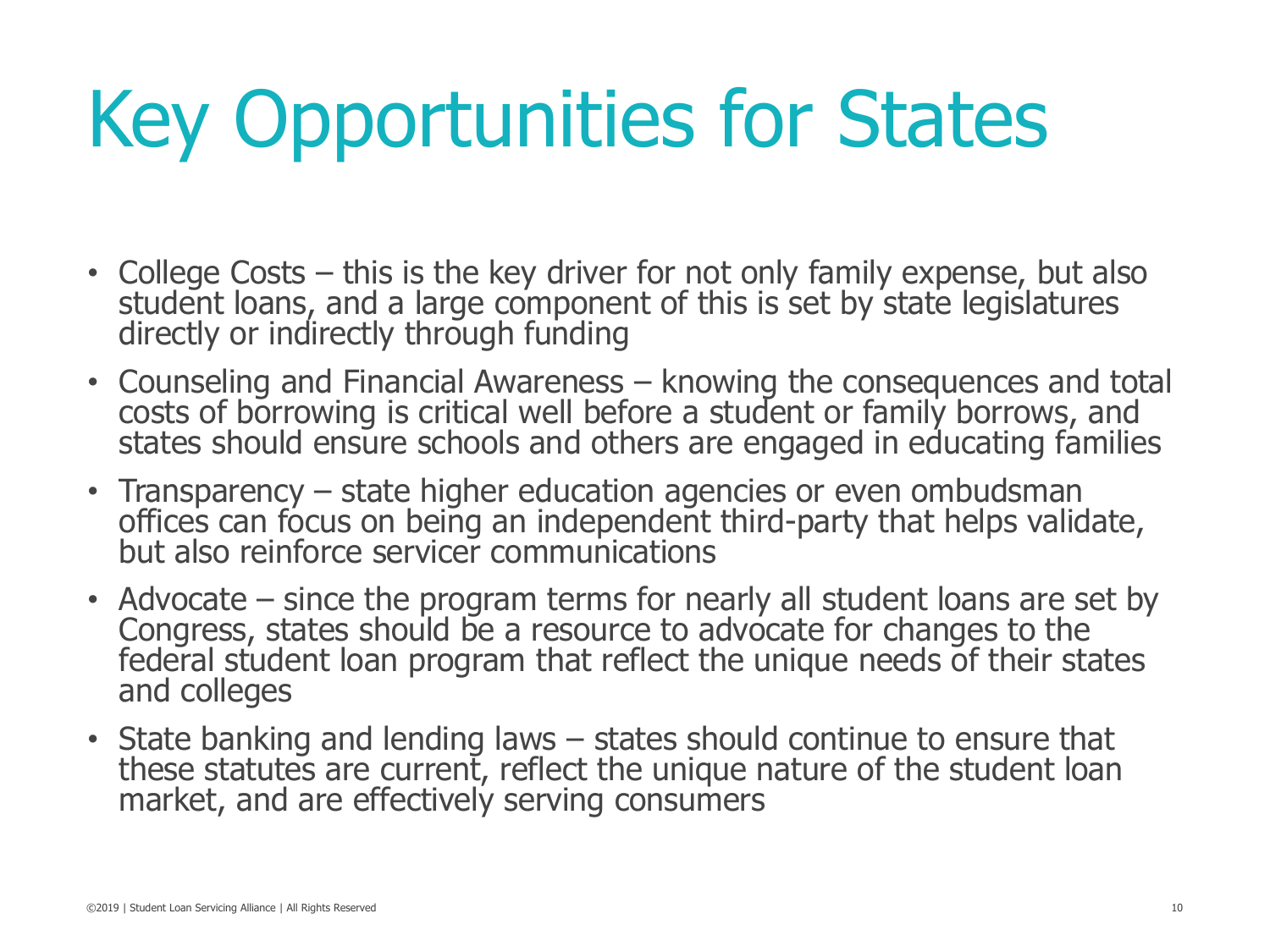# Key Opportunities for States

- College Costs – this is the key driver for not only family expense, but also student loans, and a large component of this is set by state legislatures directly or indirectly through funding
- Counseling and Financial Awareness – knowing the consequences and total costs of borrowing is critical well before a student or family borrows, and states should ensure schools and others are engaged in educating families
- Transparency – state higher education agencies or even ombudsman offices can focus on being an independent third-party that helps validate, but also reinforce servicer communications
- Advocate – since the program terms for nearly all student loans are set by Congress, states should be a resource to advocate for changes to the federal student loan program that reflect the unique needs of their states and colleges
- State banking and lending laws – states should continue to ensure that these statutes are current, reflect the unique nature of the student loan market, and are effectively serving consumers